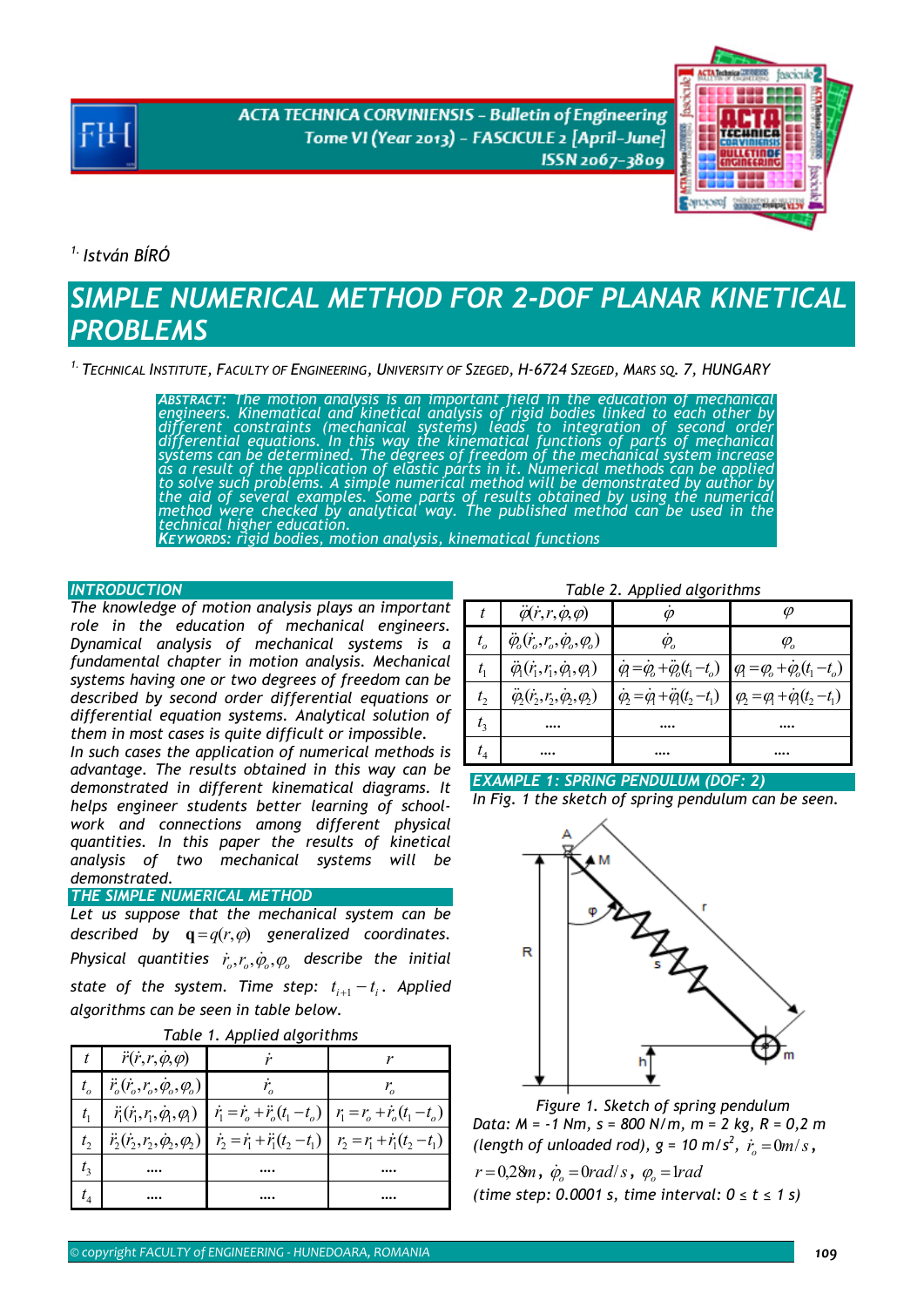[1.] *István BÍRÓ*

# SIMPLE NUMERICAL METHOD FOR 2-DOF PLANAR KINETICAL PROBLEMS

[1.] TECHNICAL INSTITUTE, FACULTY OF ENGINEERING, UNIVERSITY OF SZEGED, H-6724 SZEGED, MARS SQ. 7, HUNGARY

**ABSTRACT:** *The motion analysis is an important field in the education of mechanical engineers. Kinematical and kinetical analysis of rigid bodies linked to each other by different constraints (mechanical systems) leads to integration of second order differential equations. In this way the kinematical functions of parts of mechanical systems can be determined. The degrees of freedom of the mechanical system increase as a result of the application of elastic parts in it. Numerical methods can be applied to solve such problems. A simple numerical method will be demonstrated by author by the aid of several examples. Some parts of results obtained by using the numerical method were checked by analytical way. The published method can be used in the technical higher education.*

**KEYWORDS:** *rigid bodies, motion analysis, kinematical functions*

## INTRODUCTION

*The knowledge of motion analysis plays an important role in the education of mechanical engineers. Dynamical analysis of mechanical systems is a fundamental chapter in motion analysis. Mechanical systems having one or two degrees of freedom can be described by second order differential equations or differential equation systems. Analytical solution of them in most cases is quite difficult or impossible.*

*In such cases the application of numerical methods is advantage. The results obtained in this way can be demonstrated in different kinematical diagrams. It helps engineer students better learning of school-work and connections among different physical quantities. In this paper the results of kinetical analysis of two mechanical systems will be demonstrated.*

## THE SIMPLE NUMERICAL METHOD

*Let us suppose that the mechanical system can be described by* $\mathbf{q} = q(r,\varphi)$ *generalized coordinates. Physical quantities* $\dot{r}_o, r_o, \dot{\varphi}_o, \varphi_o$ *describe the initial state of the system. Time step:* $t_{i+1} - t_i$. *Applied algorithms can be seen in table below.*

*Table 1. Applied algorithms*

| $t$ | $\ddot{r}(\dot{r},r,\dot{\varphi},\varphi)$ | $\dot{r}$ | $r$ |
|---|---|---|---|
| $t_o$ | $\ddot{r}_o(\dot{r}_o,r_o,\dot{\varphi}_o,\varphi_o)$ | $\dot{r}_o$ | $r_o$ |
| $t_1$ | $\ddot{r}_1(\dot{r}_1,r_1,\dot{\varphi}_1,\varphi_1)$ | $\dot{r}_1 = \dot{r}_o + \ddot{r}_o(t_1 - t_o)$ | $r_1 = r_o + \dot{r}_o(t_1 - t_o)$ |
| $t_2$ | $\ddot{r}_2(\dot{r}_2,r_2,\dot{\varphi}_2,\varphi_2)$ | $\dot{r}_2 = \dot{r}_1 + \ddot{r}_1(t_2 - t_1)$ | $r_2 = r_1 + \dot{r}_1(t_2 - t_1)$ |
| $t_3$ | .... | .... | .... |
| $t_4$ | .... | .... | .... |

*Table 2. Applied algorithms*

| $t$ | $\ddot{\varphi}(\dot{r},r,\dot{\varphi},\varphi)$ | $\dot{\varphi}$ | $\varphi$ |
|---|---|---|---|
| $t_o$ | $\ddot{\varphi}_o(\dot{r}_o,r_o,\dot{\varphi}_o,\varphi_o)$ | $\dot{\varphi}_o$ | $\varphi_o$ |
| $t_1$ | $\ddot{\varphi}_1(\dot{r}_1,r_1,\dot{\varphi}_1,\varphi_1)$ | $\dot{\varphi}_1 = \dot{\varphi}_o + \ddot{\varphi}_o(t_1 - t_o)$ | $\varphi_1 = \varphi_o + \dot{\varphi}_o(t_1 - t_o)$ |
| $t_2$ | $\ddot{\varphi}_2(\dot{r}_2,r_2,\dot{\varphi}_2,\varphi_2)$ | $\dot{\varphi}_2 = \dot{\varphi}_1 + \ddot{\varphi}_1(t_2 - t_1)$ | $\varphi_2 = \varphi_1 + \dot{\varphi}_1(t_2 - t_1)$ |
| $t_3$ | .... | .... | .... |
| $t_4$ | .... | .... | .... |

## EXAMPLE 1: SPRING PENDULUM (DOF: 2)

*In Fig. 1 the sketch of spring pendulum can be seen.*

*Figure 1. Sketch of spring pendulum*

*Data: M = -1 Nm, s = 800 N/m, m = 2 kg, R = 0,2 m (length of unloaded rod), g = 10 m/s$^2$,* $\dot{r}_o = 0 m/s$, $r = 0{,}28 m$, $\dot{\varphi}_o = 0 rad/s$, $\varphi_o = 1 rad$

*(time step: 0.0001 s, time interval: 0 ≤ t ≤ 1 s)*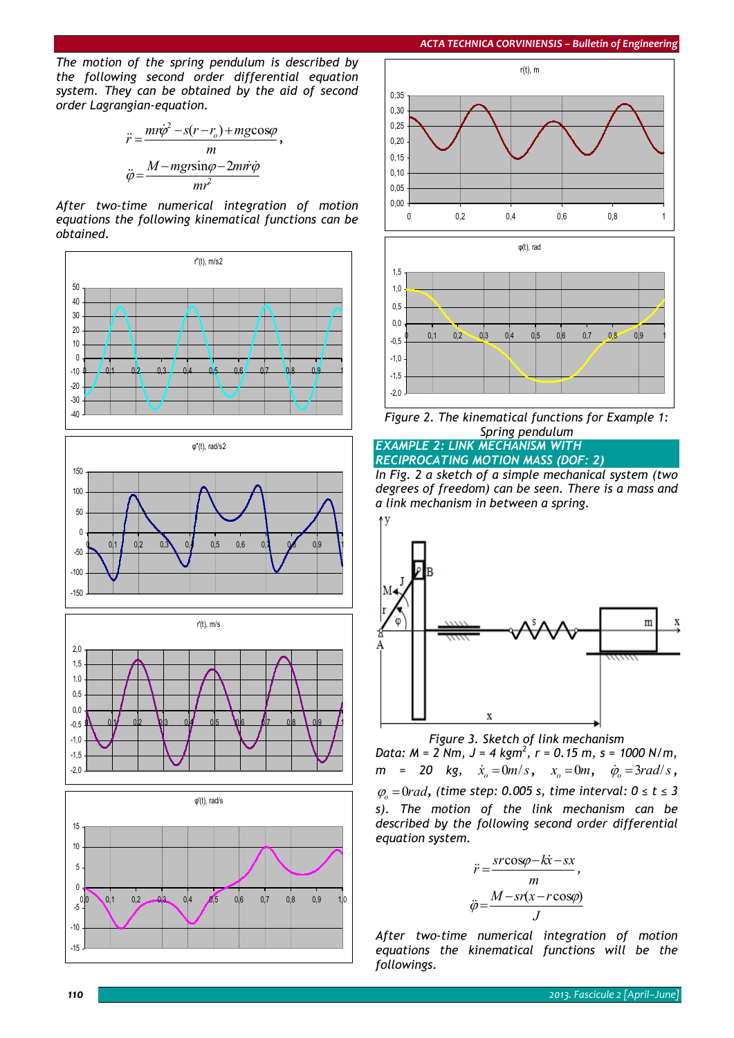*The motion of the spring pendulum is described by the following second order differential equation system. They can be obtained by the aid of second order Lagrangian-equation.*

$$\ddot{r} = \frac{m r\dot{\varphi}^2 - s(r - r_o) + mg\cos\varphi}{m},$$

$$\ddot{\varphi} = \frac{M - mgr\sin\varphi - 2m\dot{r}\dot{\varphi}}{mr^2}$$

*After two-time numerical integration of motion equations the following kinematical functions can be obtained.*

Figure 2. The kinematical functions for Example 1: Spring pendulum

### EXAMPLE 2: LINK MECHANISM WITH RECIPROCATING MOTION MASS (DOF: 2)

*In Fig. 2 a sketch of a simple mechanical system (two degrees of freedom) can be seen. There is a mass and a link mechanism in between a spring.*

Figure 3. Sketch of link mechanism

*Data: M = 2 Nm, J = 4 kgm$^2$, r = 0.15 m, s = 1000 N/m, m = 20 kg, $\dot{x}_o = 0 m/s$, $x_o = 0 m$, $\dot{\varphi}_o = 3 rad/s$, $\varphi_o = 0 rad$, (time step: 0.005 s, time interval: 0 ≤ t ≤ 3 s). The motion of the link mechanism can be described by the following second order differential equation system.*

$$\ddot{r} = \frac{sr\cos\varphi - k\dot{x} - sx}{m},$$

$$\ddot{\varphi} = \frac{M - sr(x - r\cos\varphi)}{J}$$

*After two-time numerical integration of motion equations the kinematical functions will be the followings.*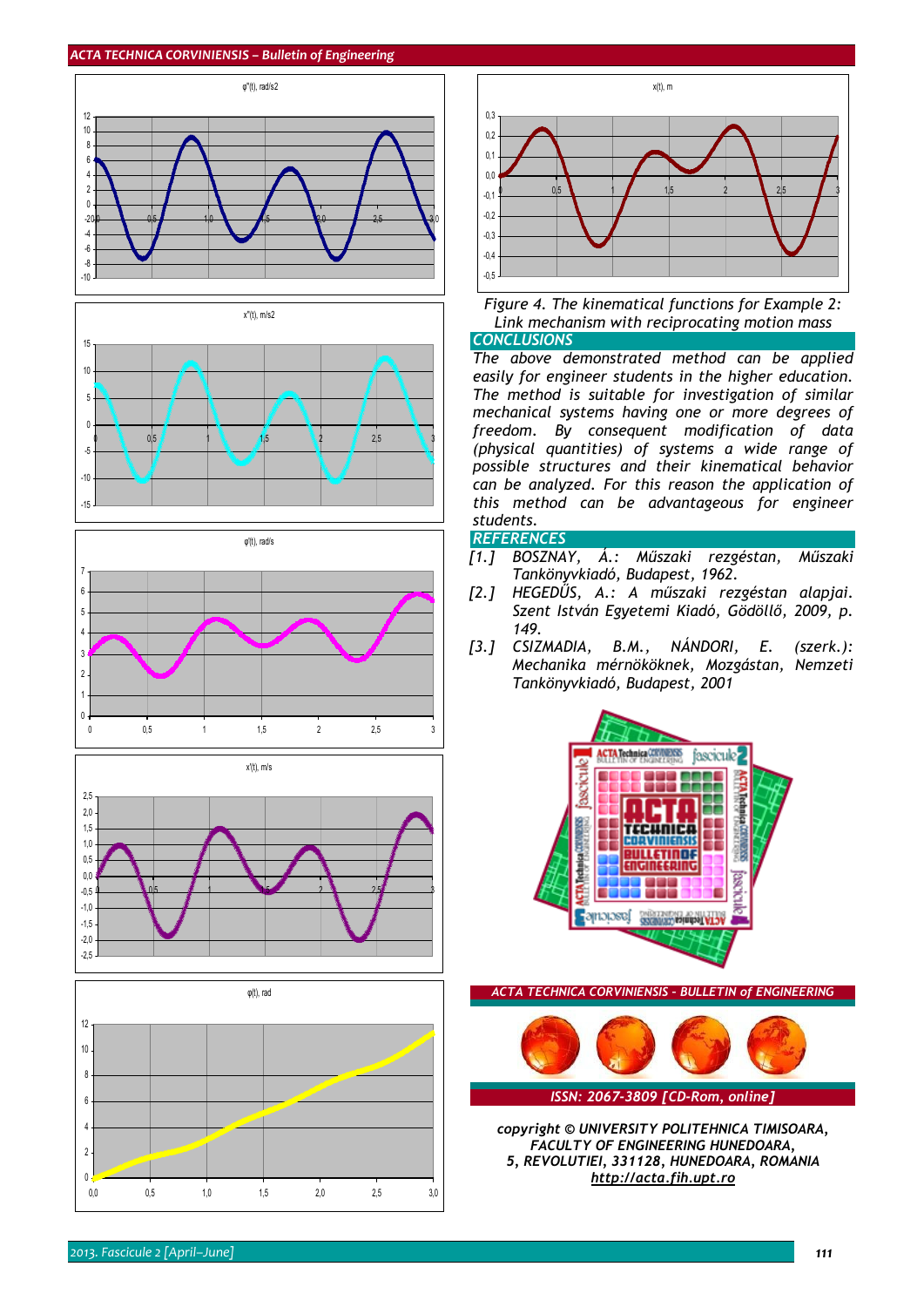φ''(t), rad/s2

12
10
8
6
4
2
0
-2
-4
-6
-8
-10

0,0 0,5 1,0 1,5 2,0 2,5 3,0

x''(t), m/s2

15
10
5
0
-5
-10
-15

0 0,5 1 1,5 2 2,5 3

φ'(t), rad/s

7
6
5
4
3
2
1
0

0 0,5 1 1,5 2 2,5 3

x'(t), m/s

2,5
2,0
1,5
1,0
0,5
0,0
-0,5
-1,0
-1,5
-2,0
-2,5

0 0,5 1 1,5 2 2,5 3

φ(t), rad

12
10
8
6
4
2
0

0,0 0,5 1,0 1,5 2,0 2,5 3,0

x(t), m

0,3
0,2
0,1
0,0
-0,1
-0,2
-0,3
-0,4
-0,5

0 0,5 1 1,5 2 2,5 3

*Figure 4. The kinematical functions for Example 2: Link mechanism with reciprocating motion mass*

## CONCLUSIONS

*The above demonstrated method can be applied easily for engineer students in the higher education. The method is suitable for investigation of similar mechanical systems having one or more degrees of freedom. By consequent modification of data (physical quantities) of systems a wide range of possible structures and their kinematical behavior can be analyzed. For this reason the application of this method can be advantageous for engineer students.*

## REFERENCES

[1.] *BOSZNAY, Á.: Műszaki rezgéstan, Műszaki Tankönyvkiadó, Budapest, 1962.*

[2.] *HEGEDŰS, A.: A műszaki rezgéstan alapjai. Szent István Egyetemi Kiadó, Gödöllő, 2009, p. 149.*

[3.] *CSIZMADIA, B.M., NÁNDORI, E. (szerk.): Mechanika mérnököknek, Mozgástan, Nemzeti Tankönyvkiadó, Budapest, 2001*

*ACTA TECHNICA CORVINIENSIS - BULLETIN of ENGINEERING*

*ISSN: 2067-3809 [CD-Rom, online]*

***copyright © UNIVERSITY POLITEHNICA TIMISOARA, FACULTY OF ENGINEERING HUNEDOARA, 5, REVOLUTIEI, 331128, HUNEDOARA, ROMANIA***

***http://acta.fih.upt.ro***